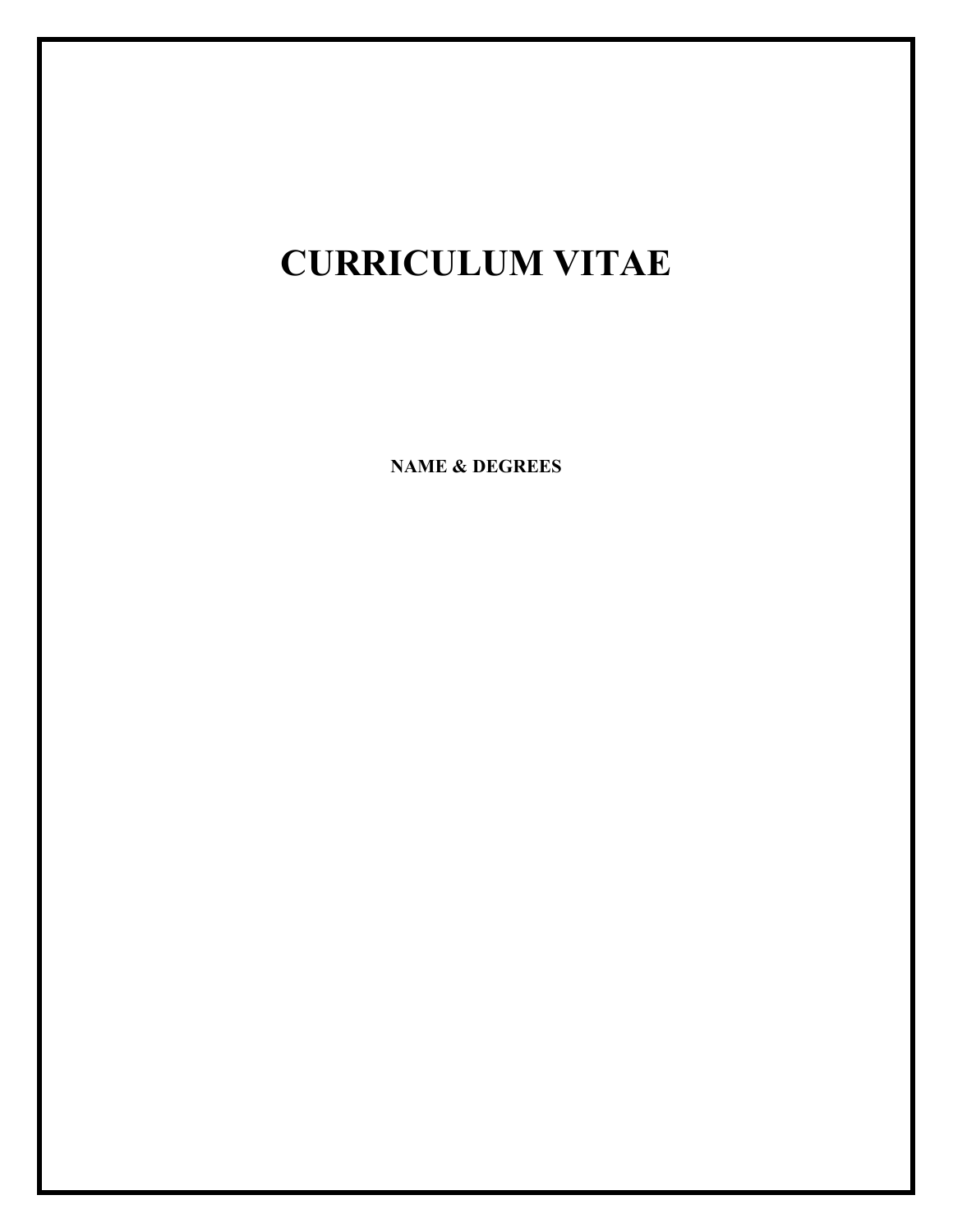# CURRICULUM VITAE

**NAME & DEGREES**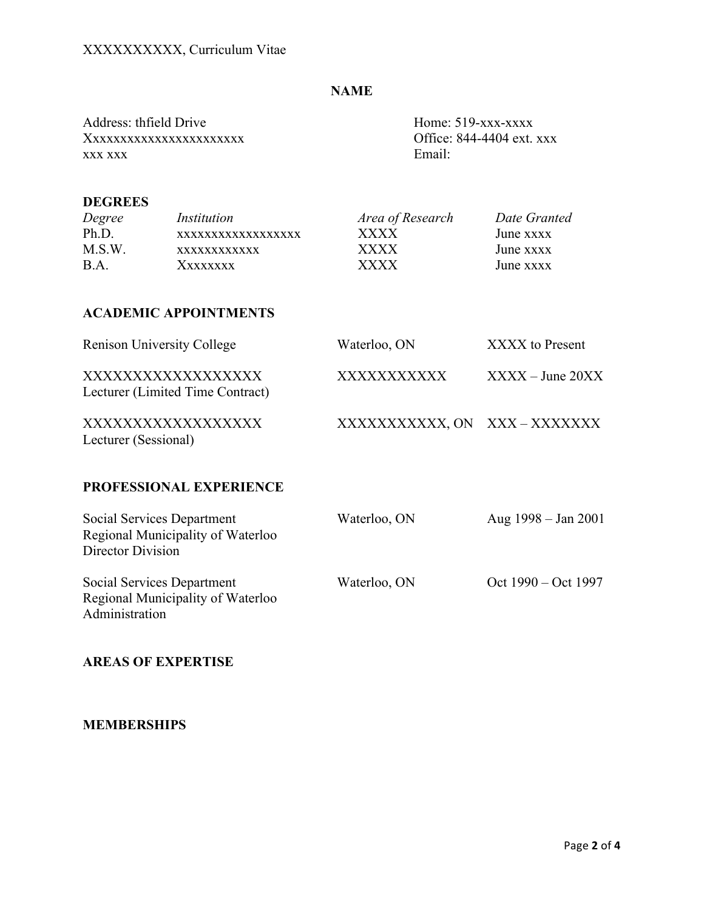## NAME

Address: thfield Drive
Xxxxxxxxxxxxxxxxxxxxxxx
xxx xxx

Home: 519-xxx-xxxx
Office: 844-4404 ext. xxx
Email:

### DEGREES

| *Degree* | *Institution* | *Area of Research* | *Date Granted* |
|---|---|---|---|
| Ph.D. | xxxxxxxxxxxxxxxxxx | XXXX | June xxxx |
| M.S.W. | xxxxxxxxxxxx | XXXX | June xxxx |
| B.A. | Xxxxxxxx | XXXX | June xxxx |

### ACADEMIC APPOINTMENTS

| | | |
|---|---|---|
| Renison University College | Waterloo, ON | XXXX to Present |
| XXXXXXXXXXXXXXXXXX<br>Lecturer (Limited Time Contract) | XXXXXXXXXXX | XXXX – June 20XX |
| XXXXXXXXXXXXXXXXXX<br>Lecturer (Sessional) | XXXXXXXXXXX, ON | XXX – XXXXXXX |

### PROFESSIONAL EXPERIENCE

| | | |
|---|---|---|
| Social Services Department<br>Regional Municipality of Waterloo<br>Director Division | Waterloo, ON | Aug 1998 – Jan 2001 |
| Social Services Department<br>Regional Municipality of Waterloo<br>Administration | Waterloo, ON | Oct 1990 – Oct 1997 |

### AREAS OF EXPERTISE

### MEMBERSHIPS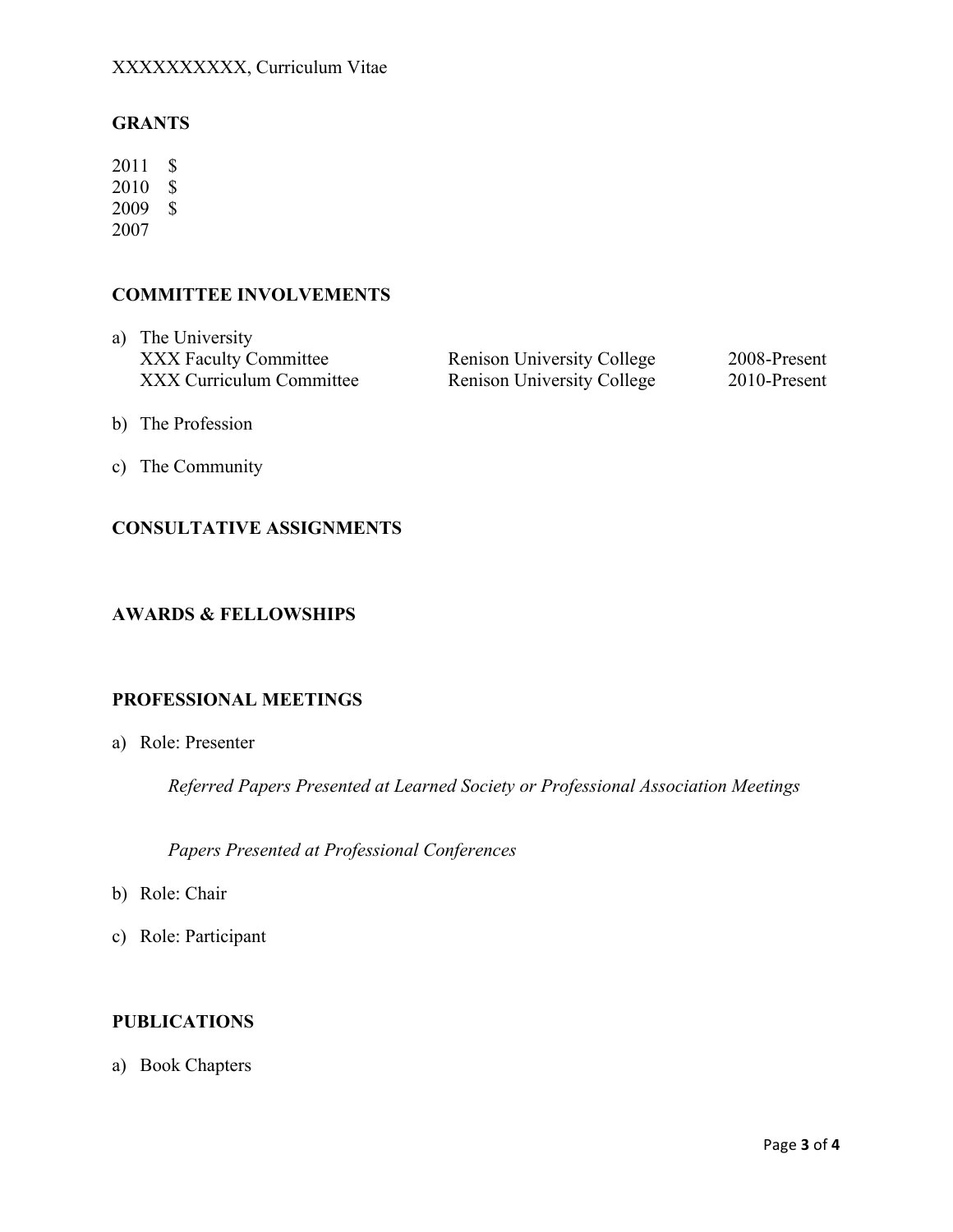## GRANTS

2011 $
2010 $
2009 $
2007

## COMMITTEE INVOLVEMENTS

a) The University

| | | |
|---|---|---|
| XXX Faculty Committee | Renison University College | 2008-Present |
| XXX Curriculum Committee | Renison University College | 2010-Present |

b) The Profession

c) The Community

## CONSULTATIVE ASSIGNMENTS

## AWARDS & FELLOWSHIPS

## PROFESSIONAL MEETINGS

a) Role: Presenter

*Referred Papers Presented at Learned Society or Professional Association Meetings*

*Papers Presented at Professional Conferences*

b) Role: Chair

c) Role: Participant

## PUBLICATIONS

a) Book Chapters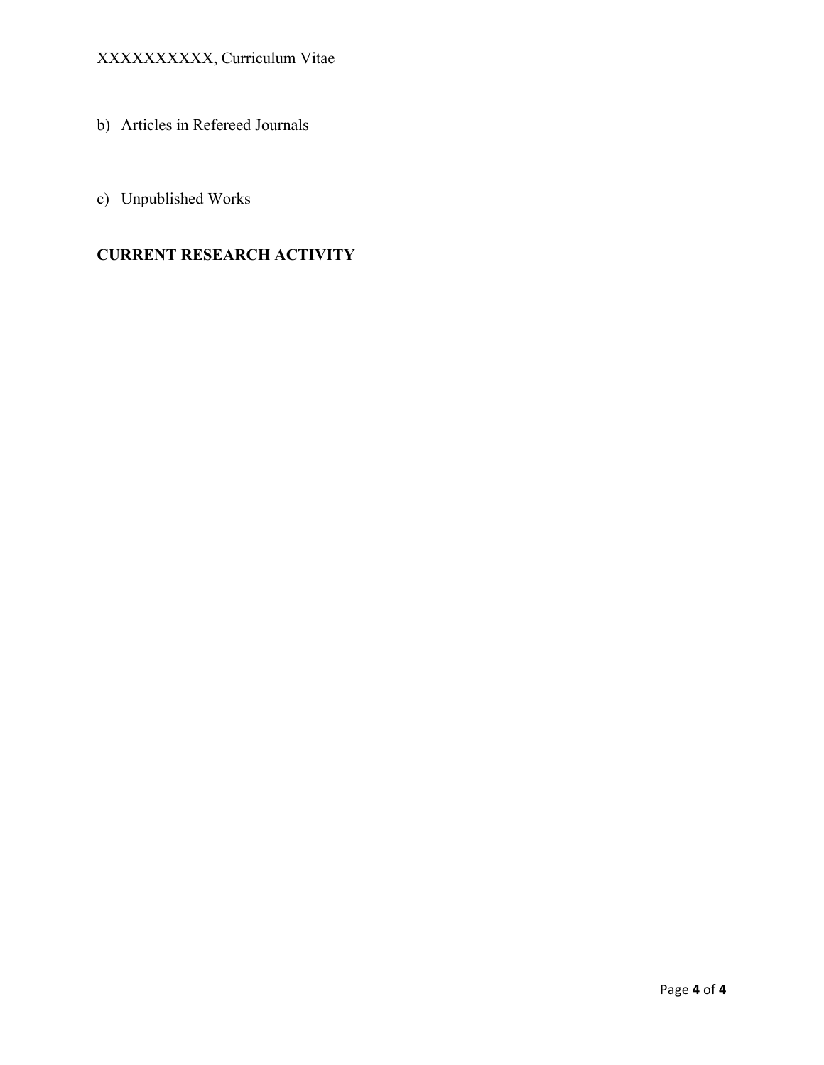b) Articles in Refereed Journals

c) Unpublished Works

**CURRENT RESEARCH ACTIVITY**